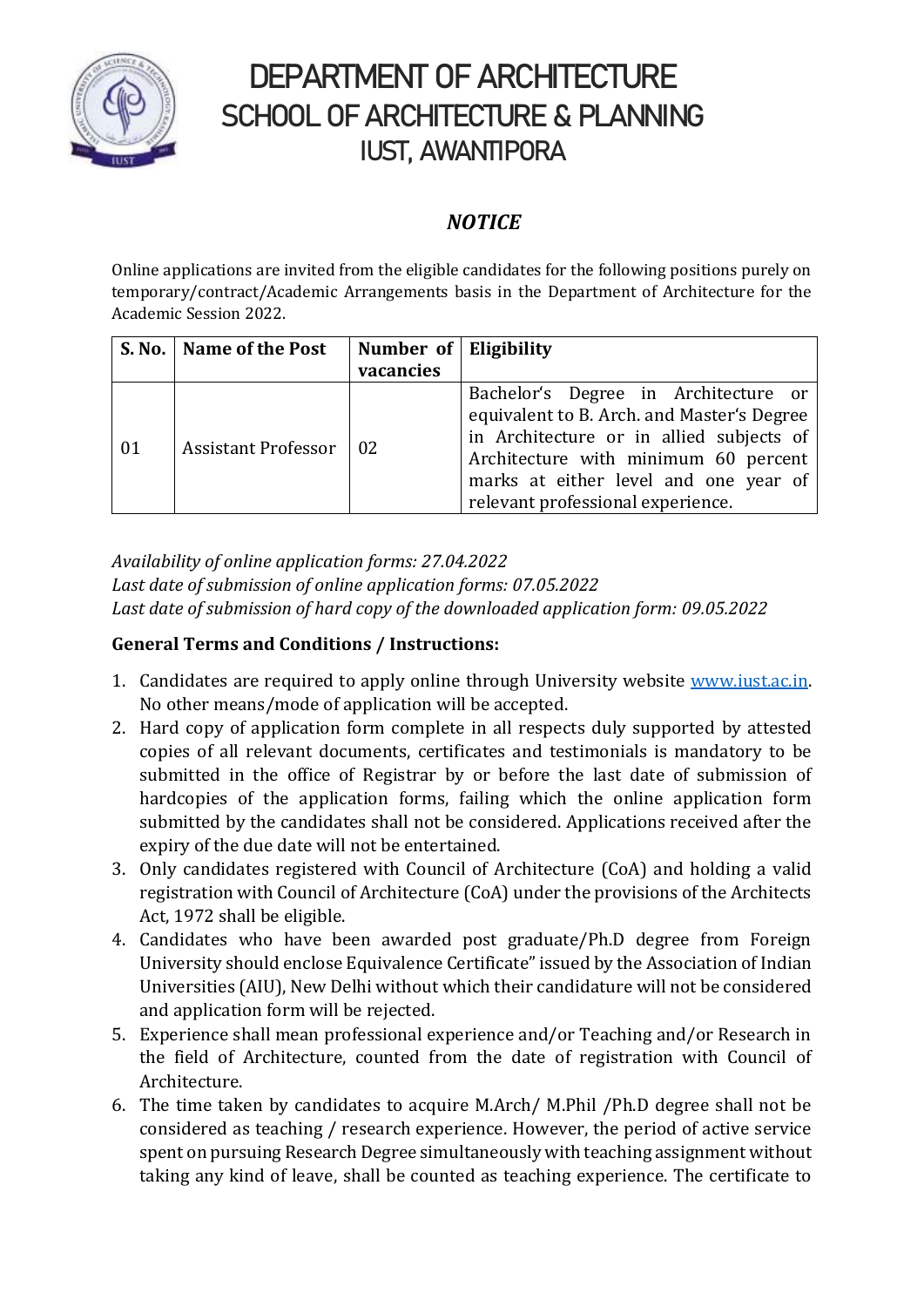# DEPARTMENT OF ARCHITECTURE
## SCHOOL OF ARCHITECTURE & PLANNING
## IUST, AWANTIPORA

### *NOTICE*

Online applications are invited from the eligible candidates for the following positions purely on temporary/contract/Academic Arrangements basis in the Department of Architecture for the Academic Session 2022.

| S. No. | Name of the Post | Number of vacancies | Eligibility |
|---|---|---|---|
| 01 | Assistant Professor | 02 | Bachelor's Degree in Architecture or equivalent to B. Arch. and Master's Degree in Architecture or in allied subjects of Architecture with minimum 60 percent marks at either level and one year of relevant professional experience. |

*Availability of online application forms: 27.04.2022*
*Last date of submission of online application forms: 07.05.2022*
*Last date of submission of hard copy of the downloaded application form: 09.05.2022*

**General Terms and Conditions / Instructions:**

1. Candidates are required to apply online through University website www.iust.ac.in. No other means/mode of application will be accepted.
2. Hard copy of application form complete in all respects duly supported by attested copies of all relevant documents, certificates and testimonials is mandatory to be submitted in the office of Registrar by or before the last date of submission of hardcopies of the application forms, failing which the online application form submitted by the candidates shall not be considered. Applications received after the expiry of the due date will not be entertained.
3. Only candidates registered with Council of Architecture (CoA) and holding a valid registration with Council of Architecture (CoA) under the provisions of the Architects Act, 1972 shall be eligible.
4. Candidates who have been awarded post graduate/Ph.D degree from Foreign University should enclose Equivalence Certificate" issued by the Association of Indian Universities (AIU), New Delhi without which their candidature will not be considered and application form will be rejected.
5. Experience shall mean professional experience and/or Teaching and/or Research in the field of Architecture, counted from the date of registration with Council of Architecture.
6. The time taken by candidates to acquire M.Arch/ M.Phil /Ph.D degree shall not be considered as teaching / research experience. However, the period of active service spent on pursuing Research Degree simultaneously with teaching assignment without taking any kind of leave, shall be counted as teaching experience. The certificate to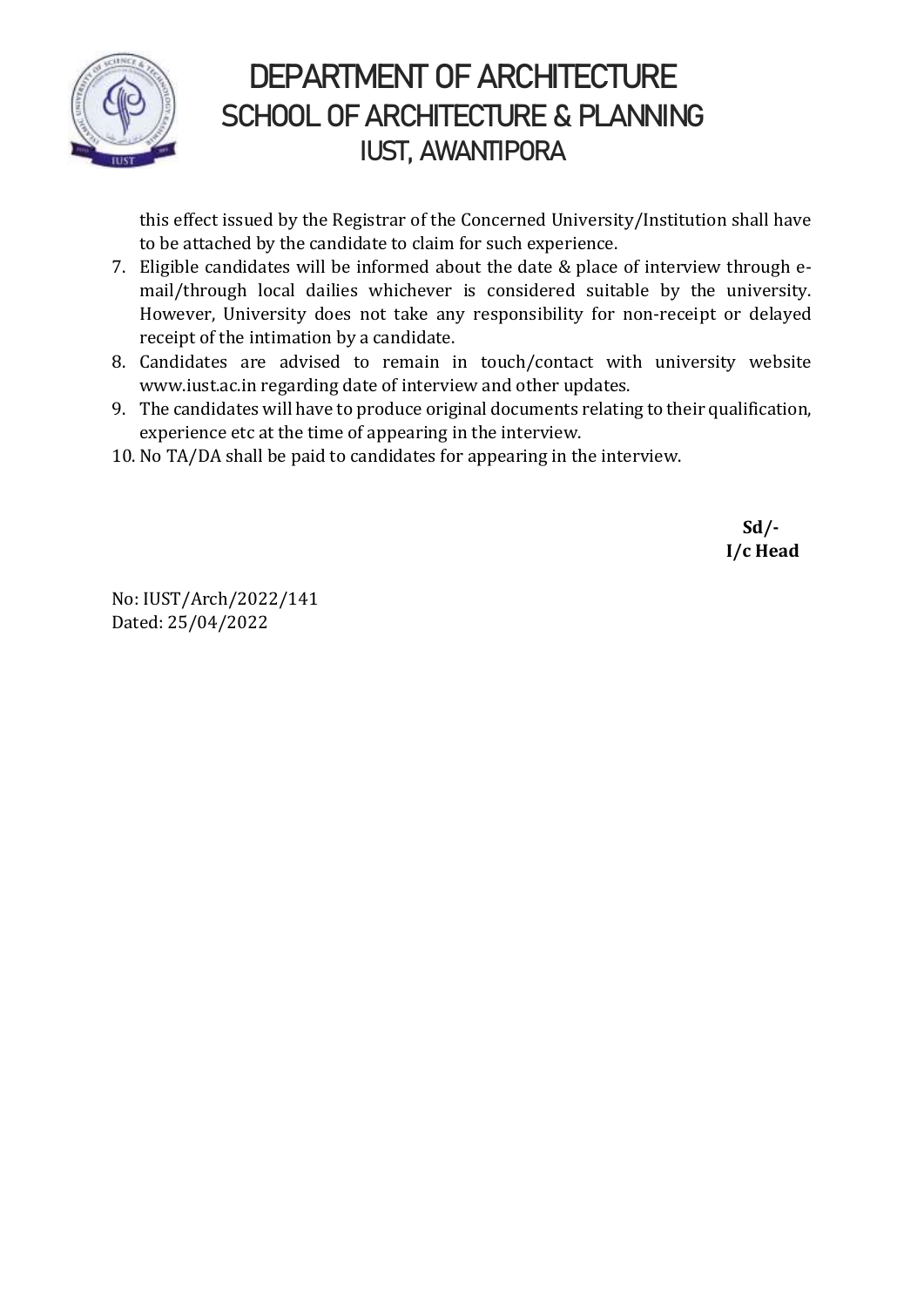this effect issued by the Registrar of the Concerned University/Institution shall have to be attached by the candidate to claim for such experience.

7. Eligible candidates will be informed about the date & place of interview through e-mail/through local dailies whichever is considered suitable by the university. However, University does not take any responsibility for non-receipt or delayed receipt of the intimation by a candidate.
8. Candidates are advised to remain in touch/contact with university website www.iust.ac.in regarding date of interview and other updates.
9. The candidates will have to produce original documents relating to their qualification, experience etc at the time of appearing in the interview.
10. No TA/DA shall be paid to candidates for appearing in the interview.

**Sd/-**
**I/c Head**

No: IUST/Arch/2022/141
Dated: 25/04/2022